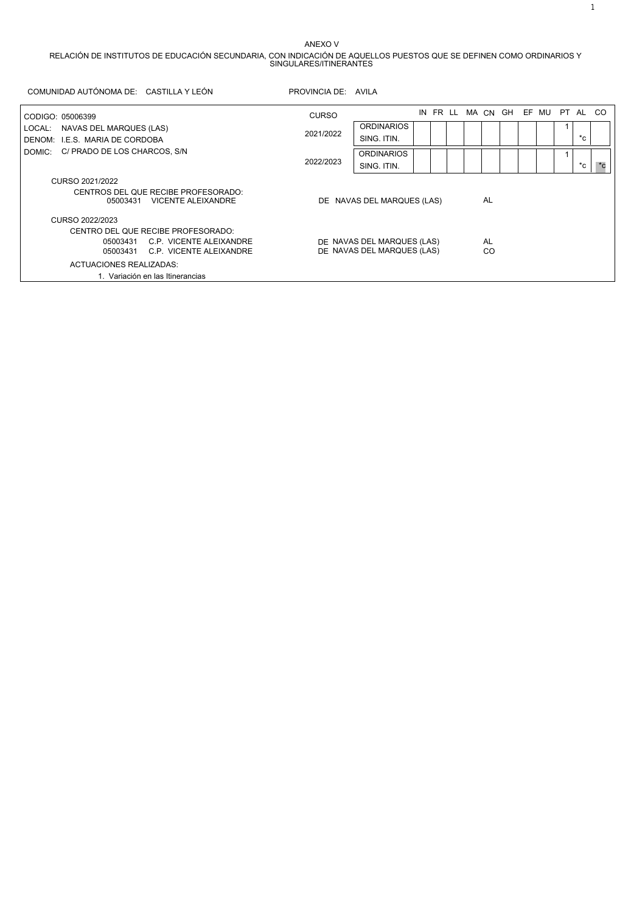ANEXO V

RELACIÓN DE INSTITUTOS DE EDUCACIÓN SECUNDARIA, CON INDICACIÓN DE AQUELLOS PUESTOS QUE SE DEFINEN COMO ORDINARIOS Y SINGULARES/ITINERANTES

COMUNIDAD AUTÓNOMA DE: CASTILLA Y LEÓN PROVINCIA DE: AVILA

CODIGO: 05006399
LOCAL: NAVAS DEL MARQUES (LAS)
DENOM: I.E.S. MARIA DE CORDOBA
DOMIC: C/ PRADO DE LOS CHARCOS, S/N

| CURSO | | IN | FR | LL | MA | CN | GH | EF | MU | PT | AL | CO |
|---|---|---|---|---|---|---|---|---|---|---|---|---|
| 2021/2022 | ORDINARIOS | | | | | | | | | 1 | | |
| | SING. ITIN. | | | | | | | | | | *c | |
| 2022/2023 | ORDINARIOS | | | | | | | | | 1 | | |
| | SING. ITIN. | | | | | | | | | | *c | *c |

CURSO 2021/2022

CENTROS DEL QUE RECIBE PROFESORADO:

| | | | |
|---|---|---|---|
| 05003431 | VICENTE ALEIXANDRE | DE NAVAS DEL MARQUES (LAS) | AL |

CURSO 2022/2023

CENTRO DEL QUE RECIBE PROFESORADO:

| | | | |
|---|---|---|---|
| 05003431 | C.P. VICENTE ALEIXANDRE | DE NAVAS DEL MARQUES (LAS) | AL |
| 05003431 | C.P. VICENTE ALEIXANDRE | DE NAVAS DEL MARQUES (LAS) | CO |

ACTUACIONES REALIZADAS:

1. Variación en las Itinerancias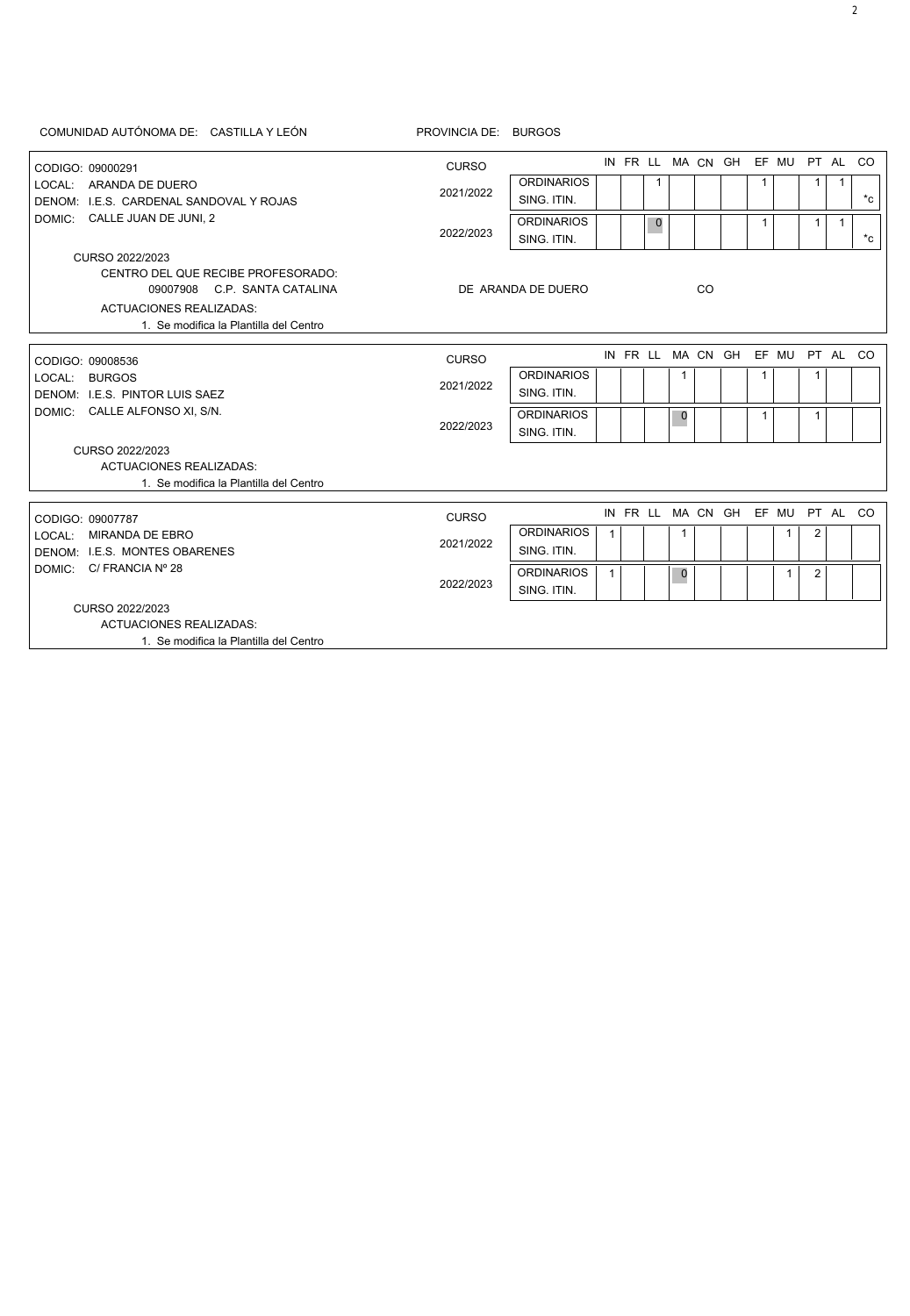COMUNIDAD AUTÓNOMA DE: CASTILLA Y LEÓN

PROVINCIA DE: BURGOS

CODIGO: 09000291
LOCAL: ARANDA DE DUERO
DENOM: I.E.S. CARDENAL SANDOVAL Y ROJAS
DOMIC: CALLE JUAN DE JUNI, 2

| CURSO | | IN | FR | LL | MA | CN | GH | EF | MU | PT | AL | CO |
|---|---|---|---|---|---|---|---|---|---|---|---|---|
| 2021/2022 | ORDINARIOS | | | 1 | | | | 1 | | 1 | 1 | |
| | SING. ITIN. | | | | | | | | | | | *c |
| 2022/2023 | ORDINARIOS | | | 0 | | | | 1 | | 1 | 1 | |
| | SING. ITIN. | | | | | | | | | | | *c |

CURSO 2022/2023

CENTRO DEL QUE RECIBE PROFESORADO:

09007908 C.P. SANTA CATALINA DE ARANDA DE DUERO CO

ACTUACIONES REALIZADAS:

1. Se modifica la Plantilla del Centro

---

CODIGO: 09008536
LOCAL: BURGOS
DENOM: I.E.S. PINTOR LUIS SAEZ
DOMIC: CALLE ALFONSO XI, S/N.

| CURSO | | IN | FR | LL | MA | CN | GH | EF | MU | PT | AL | CO |
|---|---|---|---|---|---|---|---|---|---|---|---|---|
| 2021/2022 | ORDINARIOS | | | | 1 | | | 1 | | 1 | | |
| | SING. ITIN. | | | | | | | | | | | |
| 2022/2023 | ORDINARIOS | | | | 0 | | | 1 | | 1 | | |
| | SING. ITIN. | | | | | | | | | | | |

CURSO 2022/2023

ACTUACIONES REALIZADAS:

1. Se modifica la Plantilla del Centro

---

CODIGO: 09007787
LOCAL: MIRANDA DE EBRO
DENOM: I.E.S. MONTES OBARENES
DOMIC: C/ FRANCIA Nº 28

| CURSO | | IN | FR | LL | MA | CN | GH | EF | MU | PT | AL | CO |
|---|---|---|---|---|---|---|---|---|---|---|---|---|
| 2021/2022 | ORDINARIOS | 1 | | | 1 | | | | 1 | 2 | | |
| | SING. ITIN. | | | | | | | | | | | |
| 2022/2023 | ORDINARIOS | 1 | | | 0 | | | | 1 | 2 | | |
| | SING. ITIN. | | | | | | | | | | | |

CURSO 2022/2023

ACTUACIONES REALIZADAS:

1. Se modifica la Plantilla del Centro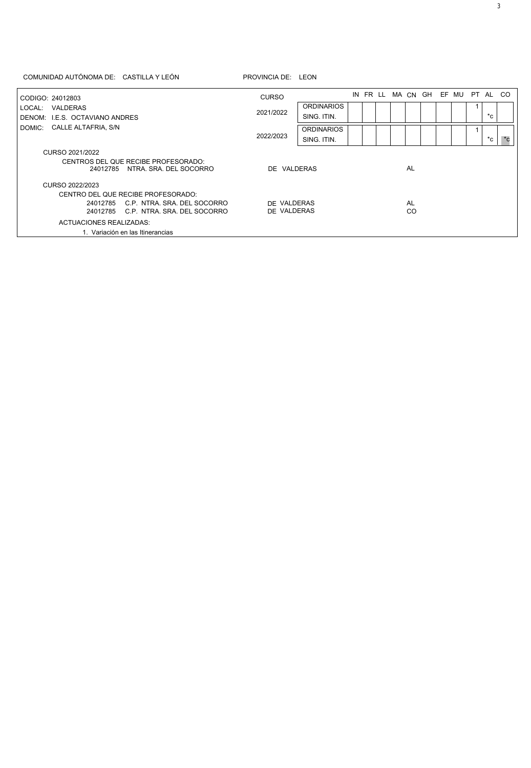COMUNIDAD AUTÓNOMA DE: CASTILLA Y LEÓN

PROVINCIA DE: LEON

CODIGO: 24012803
LOCAL: VALDERAS
DENOM: I.E.S. OCTAVIANO ANDRES
DOMIC: CALLE ALTAFRIA, S/N

| CURSO | | IN | FR | LL | MA | CN | GH | EF | MU | PT | AL | CO |
|---|---|---|---|---|---|---|---|---|---|---|---|---|
| 2021/2022 | ORDINARIOS | | | | | | | | | 1 | | |
| | SING. ITIN. | | | | | | | | | | *c | |
| 2022/2023 | ORDINARIOS | | | | | | | | | 1 | | |
| | SING. ITIN. | | | | | | | | | | *c | *c |

CURSO 2021/2022

CENTROS DEL QUE RECIBE PROFESORADO:

24012785 NTRA. SRA. DEL SOCORRO DE VALDERAS AL

CURSO 2022/2023

CENTRO DEL QUE RECIBE PROFESORADO:

24012785 C.P. NTRA. SRA. DEL SOCORRO DE VALDERAS AL

24012785 C.P. NTRA. SRA. DEL SOCORRO DE VALDERAS CO

ACTUACIONES REALIZADAS:

1. Variación en las Itinerancias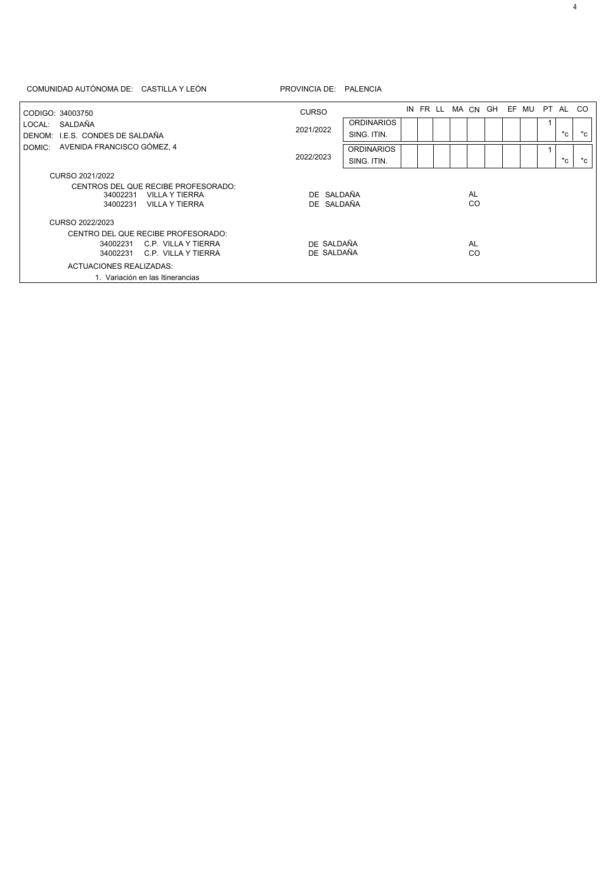COMUNIDAD AUTÓNOMA DE: CASTILLA Y LEÓN

PROVINCIA DE: PALENCIA

CODIGO: 34003750

LOCAL: SALDAÑA

DENOM: I.E.S. CONDES DE SALDAÑA

DOMIC: AVENIDA FRANCISCO GÓMEZ, 4

| CURSO | | IN | FR | LL | MA | CN | GH | EF | MU | PT | AL | CO |
|---|---|---|---|---|---|---|---|---|---|---|---|---|
| 2021/2022 | ORDINARIOS | | | | | | | | | 1 | | |
| | SING. ITIN. | | | | | | | | | | *c | *c |
| 2022/2023 | ORDINARIOS | | | | | | | | | 1 | | |
| | SING. ITIN. | | | | | | | | | | *c | *c |

CURSO 2021/2022

CENTROS DEL QUE RECIBE PROFESORADO:

| | | | |
|---|---|---|---|
| 34002231 | VILLA Y TIERRA | DE SALDAÑA | AL |
| 34002231 | VILLA Y TIERRA | DE SALDAÑA | CO |

CURSO 2022/2023

CENTRO DEL QUE RECIBE PROFESORADO:

| | | | |
|---|---|---|---|
| 34002231 | C.P. VILLA Y TIERRA | DE SALDAÑA | AL |
| 34002231 | C.P. VILLA Y TIERRA | DE SALDAÑA | CO |

ACTUACIONES REALIZADAS:

1. Variación en las Itinerancias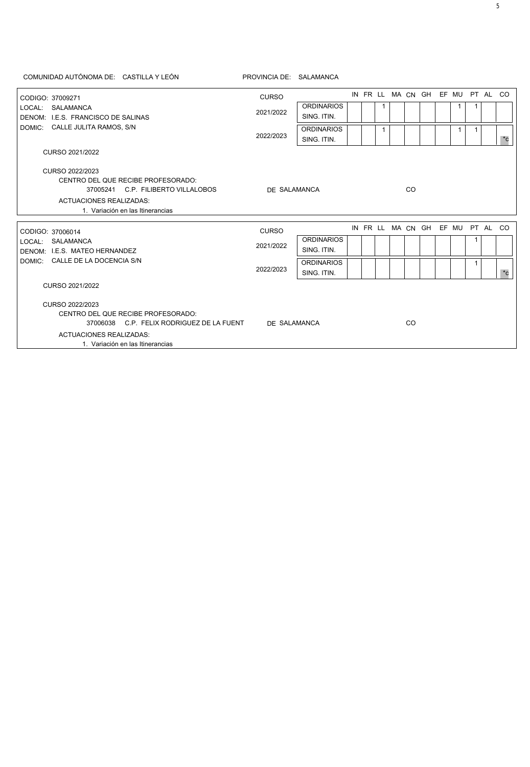COMUNIDAD AUTÓNOMA DE: CASTILLA Y LEÓN    PROVINCIA DE: SALAMANCA

CODIGO: 37009271
LOCAL: SALAMANCA
DENOM: I.E.S. FRANCISCO DE SALINAS
DOMIC: CALLE JULITA RAMOS, S/N

| CURSO | | IN | FR | LL | MA | CN | GH | EF | MU | PT | AL | CO |
|---|---|---|---|---|---|---|---|---|---|---|---|---|
| 2021/2022 | ORDINARIOS | | | 1 | | | | | 1 | 1 | | |
| | SING. ITIN. | | | | | | | | | | | |
| 2022/2023 | ORDINARIOS | | | 1 | | | | | 1 | 1 | | |
| | SING. ITIN. | | | | | | | | | | | *c |

CURSO 2021/2022

CURSO 2022/2023

CENTRO DEL QUE RECIBE PROFESORADO:

37005241 C.P. FILIBERTO VILLALOBOS    DE SALAMANCA    CO

ACTUACIONES REALIZADAS:

1. Variación en las Itinerancias

---

CODIGO: 37006014
LOCAL: SALAMANCA
DENOM: I.E.S. MATEO HERNANDEZ
DOMIC: CALLE DE LA DOCENCIA S/N

| CURSO | | IN | FR | LL | MA | CN | GH | EF | MU | PT | AL | CO |
|---|---|---|---|---|---|---|---|---|---|---|---|---|
| 2021/2022 | ORDINARIOS | | | | | | | | | 1 | | |
| | SING. ITIN. | | | | | | | | | | | |
| 2022/2023 | ORDINARIOS | | | | | | | | | 1 | | |
| | SING. ITIN. | | | | | | | | | | | *c |

CURSO 2021/2022

CURSO 2022/2023

CENTRO DEL QUE RECIBE PROFESORADO:

37006038 C.P. FELIX RODRIGUEZ DE LA FUENT    DE SALAMANCA    CO

ACTUACIONES REALIZADAS:

1. Variación en las Itinerancias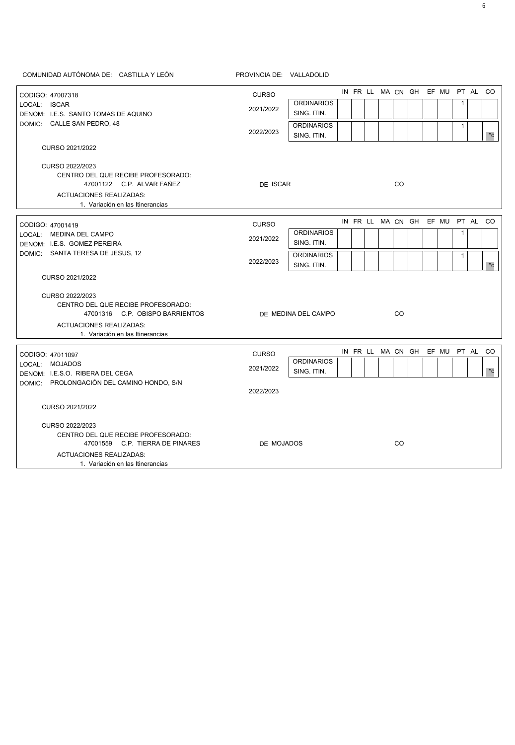COMUNIDAD AUTÓNOMA DE: CASTILLA Y LEÓN

PROVINCIA DE: VALLADOLID

---

CODIGO: 47007318
LOCAL: ISCAR
DENOM: I.E.S. SANTO TOMAS DE AQUINO
DOMIC: CALLE SAN PEDRO, 48

| CURSO | | IN | FR | LL | MA | CN | GH | EF | MU | PT | AL | CO |
|---|---|---|---|---|---|---|---|---|---|---|---|---|
| 2021/2022 | ORDINARIOS | | | | | | | | | 1 | | |
| | SING. ITIN. | | | | | | | | | | | |
| 2022/2023 | ORDINARIOS | | | | | | | | | 1 | | |
| | SING. ITIN. | | | | | | | | | | | *C |

CURSO 2021/2022

CURSO 2022/2023

CENTRO DEL QUE RECIBE PROFESORADO:

47001122 C.P. ALVAR FAÑEZ DE ISCAR CO

ACTUACIONES REALIZADAS:

1. Variación en las Itinerancias

---

CODIGO: 47001419
LOCAL: MEDINA DEL CAMPO
DENOM: I.E.S. GOMEZ PEREIRA
DOMIC: SANTA TERESA DE JESUS, 12

| CURSO | | IN | FR | LL | MA | CN | GH | EF | MU | PT | AL | CO |
|---|---|---|---|---|---|---|---|---|---|---|---|---|
| 2021/2022 | ORDINARIOS | | | | | | | | | 1 | | |
| | SING. ITIN. | | | | | | | | | | | |
| 2022/2023 | ORDINARIOS | | | | | | | | | 1 | | |
| | SING. ITIN. | | | | | | | | | | | *C |

CURSO 2021/2022

CURSO 2022/2023

CENTRO DEL QUE RECIBE PROFESORADO:

47001316 C.P. OBISPO BARRIENTOS DE MEDINA DEL CAMPO CO

ACTUACIONES REALIZADAS:

1. Variación en las Itinerancias

---

CODIGO: 47011097
LOCAL: MOJADOS
DENOM: I.E.S.O. RIBERA DEL CEGA
DOMIC: PROLONGACIÓN DEL CAMINO HONDO, S/N

| CURSO | | IN | FR | LL | MA | CN | GH | EF | MU | PT | AL | CO |
|---|---|---|---|---|---|---|---|---|---|---|---|---|
| 2021/2022 | ORDINARIOS | | | | | | | | | | | |
| | SING. ITIN. | | | | | | | | | | | *C |
| 2022/2023 | | | | | | | | | | | | |

CURSO 2021/2022

CURSO 2022/2023

CENTRO DEL QUE RECIBE PROFESORADO:

47001559 C.P. TIERRA DE PINARES DE MOJADOS CO

ACTUACIONES REALIZADAS:

1. Variación en las Itinerancias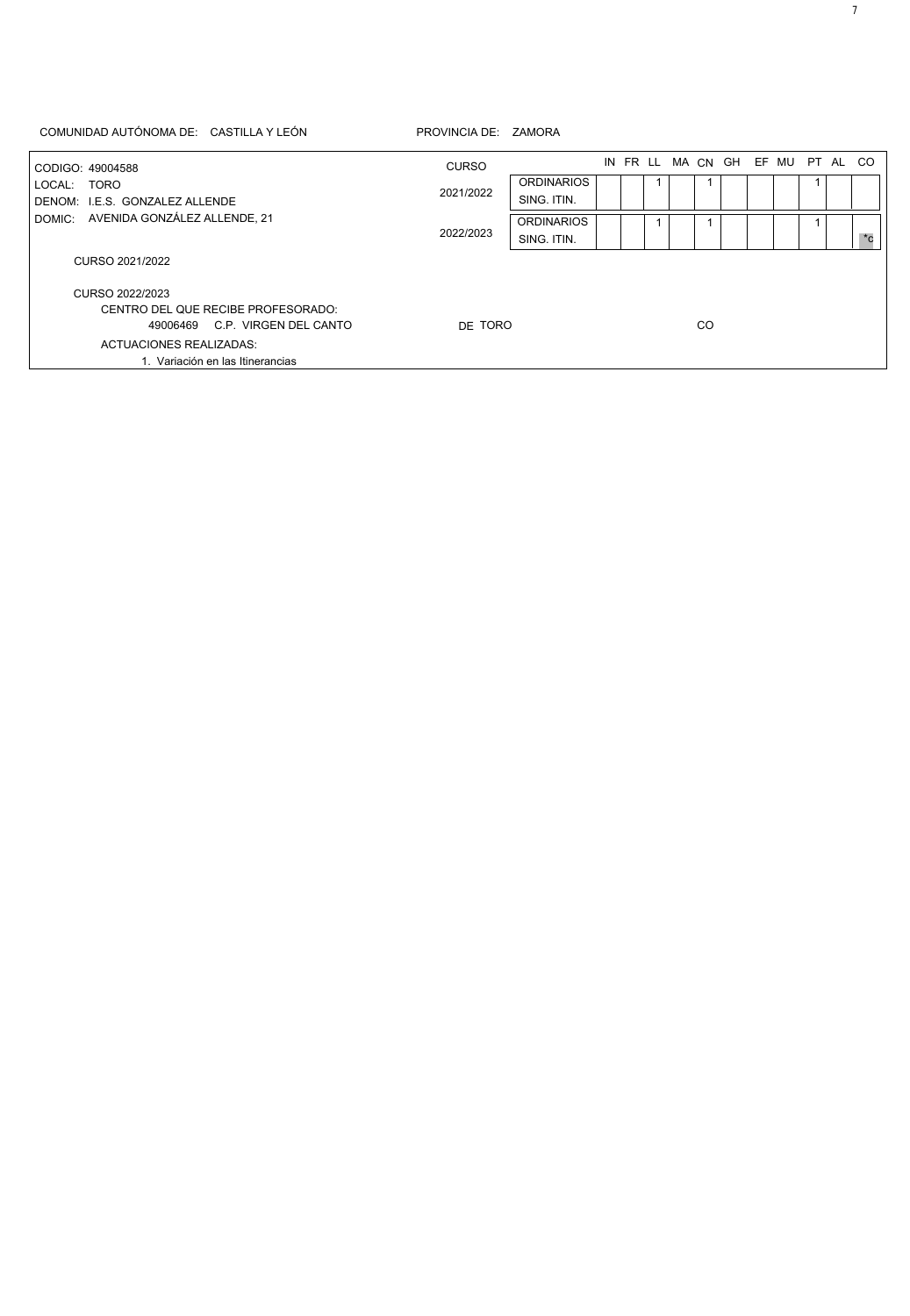COMUNIDAD AUTÓNOMA DE: CASTILLA Y LEÓN

PROVINCIA DE: ZAMORA

CODIGO: 49004588
LOCAL: TORO
DENOM: I.E.S. GONZALEZ ALLENDE
DOMIC: AVENIDA GONZÁLEZ ALLENDE, 21

| CURSO | | IN | FR | LL | MA | CN | GH | EF | MU | PT | AL | CO |
|---|---|---|---|---|---|---|---|---|---|---|---|---|
| 2021/2022 | ORDINARIOS | | | 1 | | 1 | | | | 1 | | |
| | SING. ITIN. | | | | | | | | | | | |
| 2022/2023 | ORDINARIOS | | | 1 | | 1 | | | | 1 | | |
| | SING. ITIN. | | | | | | | | | | | *c |

CURSO 2021/2022

CURSO 2022/2023

CENTRO DEL QUE RECIBE PROFESORADO:

49006469 C.P. VIRGEN DEL CANTO DE TORO CO

ACTUACIONES REALIZADAS:

1. Variación en las Itinerancias